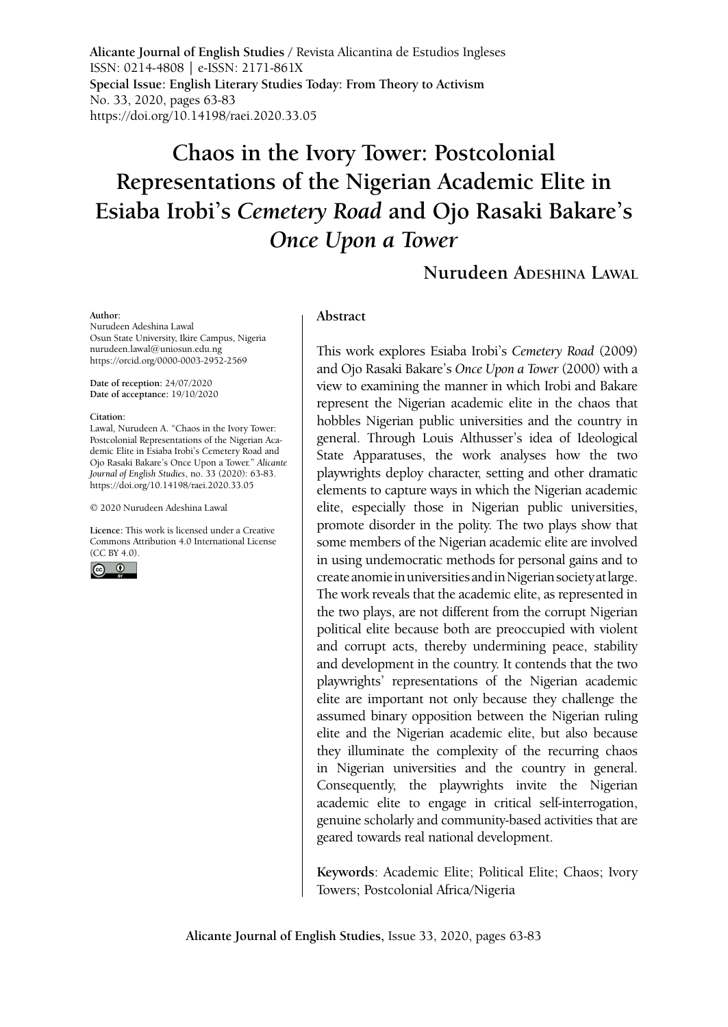**Alicante Journal of English Studies** / Revista Alicantina de Estudios Ingleses
ISSN: 0214-4808 | e-ISSN: 2171-861X
**Special Issue: English Literary Studies Today: From Theory to Activism**
No. 33, 2020, pages 63-83
https://doi.org/10.14198/raei.2020.33.05

# Chaos in the Ivory Tower: Postcolonial Representations of the Nigerian Academic Elite in Esiaba Irobi's *Cemetery Road* and Ojo Rasaki Bakare's *Once Upon a Tower*

**Nurudeen Adeshina Lawal**

**Author:**
Nurudeen Adeshina Lawal
Osun State University, Ikire Campus, Nigeria
nurudeen.lawal@uniosun.edu.ng
https://orcid.org/0000-0003-2952-2569

**Date of reception:** 24/07/2020
**Date of acceptance:** 19/10/2020

**Citation:**
Lawal, Nurudeen A. "Chaos in the Ivory Tower: Postcolonial Representations of the Nigerian Academic Elite in Esiaba Irobi's Cemetery Road and Ojo Rasaki Bakare's Once Upon a Tower." *Alicante Journal of English Studies*, no. 33 (2020): 63-83. https://doi.org/10.14198/raei.2020.33.05

© 2020 Nurudeen Adeshina Lawal

**Licence:** This work is licensed under a Creative Commons Attribution 4.0 International License (CC BY 4.0).

## Abstract

This work explores Esiaba Irobi's *Cemetery Road* (2009) and Ojo Rasaki Bakare's *Once Upon a Tower* (2000) with a view to examining the manner in which Irobi and Bakare represent the Nigerian academic elite in the chaos that hobbles Nigerian public universities and the country in general. Through Louis Althusser's idea of Ideological State Apparatuses, the work analyses how the two playwrights deploy character, setting and other dramatic elements to capture ways in which the Nigerian academic elite, especially those in Nigerian public universities, promote disorder in the polity. The two plays show that some members of the Nigerian academic elite are involved in using undemocratic methods for personal gains and to create anomie in universities and in Nigerian society at large. The work reveals that the academic elite, as represented in the two plays, are not different from the corrupt Nigerian political elite because both are preoccupied with violent and corrupt acts, thereby undermining peace, stability and development in the country. It contends that the two playwrights' representations of the Nigerian academic elite are important not only because they challenge the assumed binary opposition between the Nigerian ruling elite and the Nigerian academic elite, but also because they illuminate the complexity of the recurring chaos in Nigerian universities and the country in general. Consequently, the playwrights invite the Nigerian academic elite to engage in critical self-interrogation, genuine scholarly and community-based activities that are geared towards real national development.

**Keywords**: Academic Elite; Political Elite; Chaos; Ivory Towers; Postcolonial Africa/Nigeria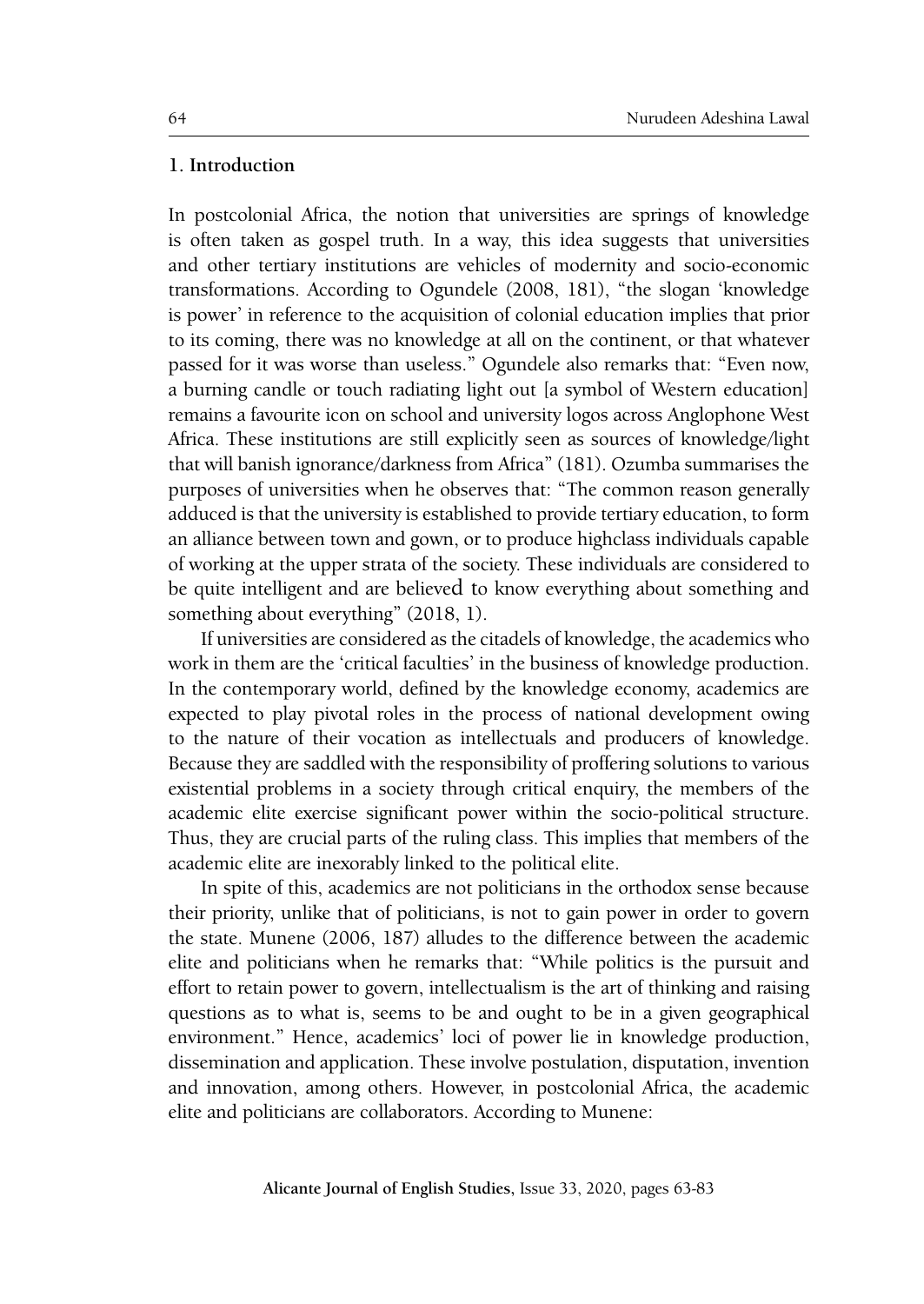## 1. Introduction

In postcolonial Africa, the notion that universities are springs of knowledge is often taken as gospel truth. In a way, this idea suggests that universities and other tertiary institutions are vehicles of modernity and socio-economic transformations. According to Ogundele (2008, 181), "the slogan 'knowledge is power' in reference to the acquisition of colonial education implies that prior to its coming, there was no knowledge at all on the continent, or that whatever passed for it was worse than useless." Ogundele also remarks that: "Even now, a burning candle or touch radiating light out [a symbol of Western education] remains a favourite icon on school and university logos across Anglophone West Africa. These institutions are still explicitly seen as sources of knowledge/light that will banish ignorance/darkness from Africa" (181). Ozumba summarises the purposes of universities when he observes that: "The common reason generally adduced is that the university is established to provide tertiary education, to form an alliance between town and gown, or to produce highclass individuals capable of working at the upper strata of the society. These individuals are considered to be quite intelligent and are believed to know everything about something and something about everything" (2018, 1).

If universities are considered as the citadels of knowledge, the academics who work in them are the 'critical faculties' in the business of knowledge production. In the contemporary world, defined by the knowledge economy, academics are expected to play pivotal roles in the process of national development owing to the nature of their vocation as intellectuals and producers of knowledge. Because they are saddled with the responsibility of proffering solutions to various existential problems in a society through critical enquiry, the members of the academic elite exercise significant power within the socio-political structure. Thus, they are crucial parts of the ruling class. This implies that members of the academic elite are inexorably linked to the political elite.

In spite of this, academics are not politicians in the orthodox sense because their priority, unlike that of politicians, is not to gain power in order to govern the state. Munene (2006, 187) alludes to the difference between the academic elite and politicians when he remarks that: "While politics is the pursuit and effort to retain power to govern, intellectualism is the art of thinking and raising questions as to what is, seems to be and ought to be in a given geographical environment." Hence, academics' loci of power lie in knowledge production, dissemination and application. These involve postulation, disputation, invention and innovation, among others. However, in postcolonial Africa, the academic elite and politicians are collaborators. According to Munene: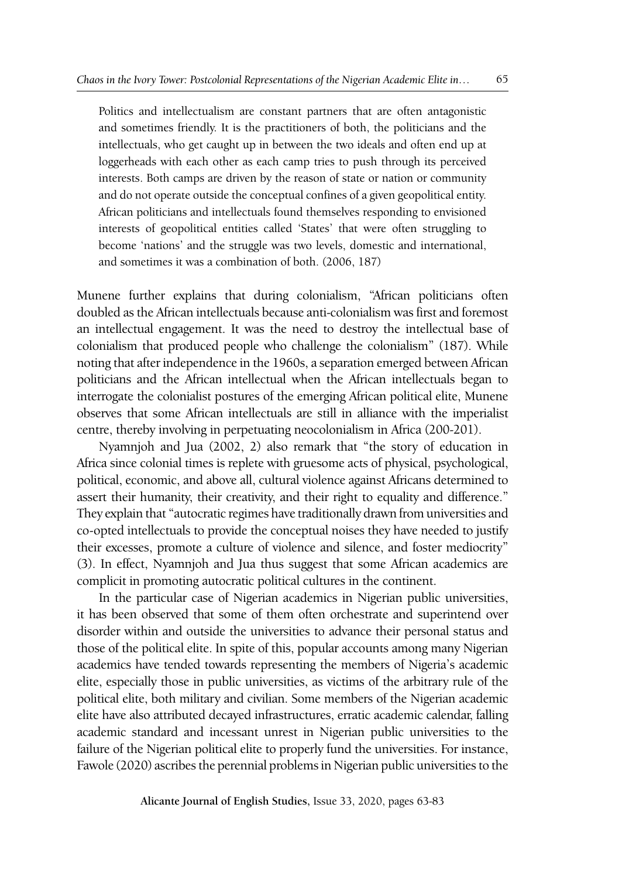> Politics and intellectualism are constant partners that are often antagonistic and sometimes friendly. It is the practitioners of both, the politicians and the intellectuals, who get caught up in between the two ideals and often end up at loggerheads with each other as each camp tries to push through its perceived interests. Both camps are driven by the reason of state or nation or community and do not operate outside the conceptual confines of a given geopolitical entity. African politicians and intellectuals found themselves responding to envisioned interests of geopolitical entities called 'States' that were often struggling to become 'nations' and the struggle was two levels, domestic and international, and sometimes it was a combination of both. (2006, 187)

Munene further explains that during colonialism, "African politicians often doubled as the African intellectuals because anti-colonialism was first and foremost an intellectual engagement. It was the need to destroy the intellectual base of colonialism that produced people who challenge the colonialism" (187). While noting that after independence in the 1960s, a separation emerged between African politicians and the African intellectual when the African intellectuals began to interrogate the colonialist postures of the emerging African political elite, Munene observes that some African intellectuals are still in alliance with the imperialist centre, thereby involving in perpetuating neocolonialism in Africa (200-201).

Nyamnjoh and Jua (2002, 2) also remark that "the story of education in Africa since colonial times is replete with gruesome acts of physical, psychological, political, economic, and above all, cultural violence against Africans determined to assert their humanity, their creativity, and their right to equality and difference." They explain that "autocratic regimes have traditionally drawn from universities and co-opted intellectuals to provide the conceptual noises they have needed to justify their excesses, promote a culture of violence and silence, and foster mediocrity" (3). In effect, Nyamnjoh and Jua thus suggest that some African academics are complicit in promoting autocratic political cultures in the continent.

In the particular case of Nigerian academics in Nigerian public universities, it has been observed that some of them often orchestrate and superintend over disorder within and outside the universities to advance their personal status and those of the political elite. In spite of this, popular accounts among many Nigerian academics have tended towards representing the members of Nigeria's academic elite, especially those in public universities, as victims of the arbitrary rule of the political elite, both military and civilian. Some members of the Nigerian academic elite have also attributed decayed infrastructures, erratic academic calendar, falling academic standard and incessant unrest in Nigerian public universities to the failure of the Nigerian political elite to properly fund the universities. For instance, Fawole (2020) ascribes the perennial problems in Nigerian public universities to the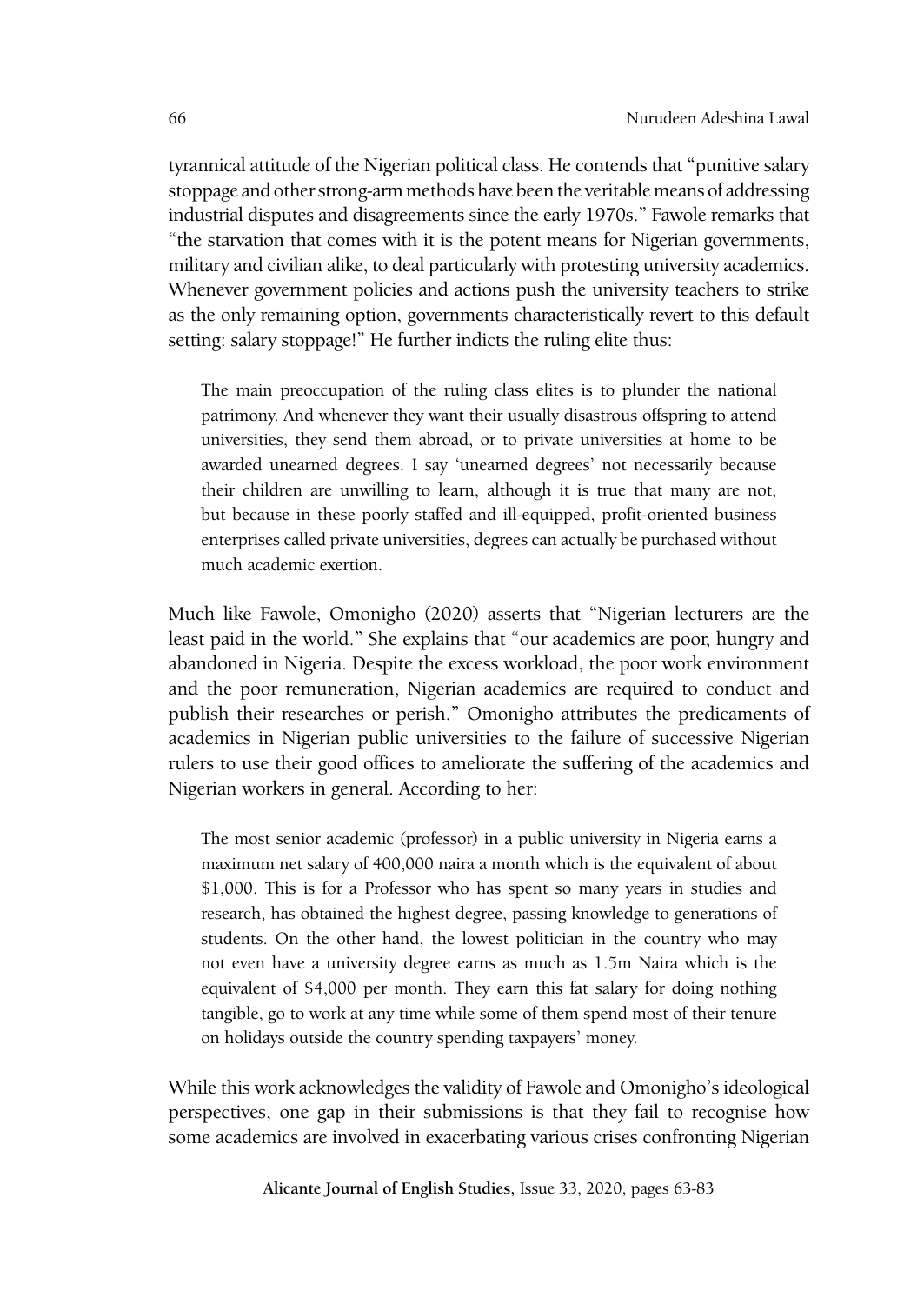tyrannical attitude of the Nigerian political class. He contends that "punitive salary stoppage and other strong-arm methods have been the veritable means of addressing industrial disputes and disagreements since the early 1970s." Fawole remarks that "the starvation that comes with it is the potent means for Nigerian governments, military and civilian alike, to deal particularly with protesting university academics. Whenever government policies and actions push the university teachers to strike as the only remaining option, governments characteristically revert to this default setting: salary stoppage!" He further indicts the ruling elite thus:

> The main preoccupation of the ruling class elites is to plunder the national patrimony. And whenever they want their usually disastrous offspring to attend universities, they send them abroad, or to private universities at home to be awarded unearned degrees. I say 'unearned degrees' not necessarily because their children are unwilling to learn, although it is true that many are not, but because in these poorly staffed and ill-equipped, profit-oriented business enterprises called private universities, degrees can actually be purchased without much academic exertion.

Much like Fawole, Omonigho (2020) asserts that "Nigerian lecturers are the least paid in the world." She explains that "our academics are poor, hungry and abandoned in Nigeria. Despite the excess workload, the poor work environment and the poor remuneration, Nigerian academics are required to conduct and publish their researches or perish." Omonigho attributes the predicaments of academics in Nigerian public universities to the failure of successive Nigerian rulers to use their good offices to ameliorate the suffering of the academics and Nigerian workers in general. According to her:

> The most senior academic (professor) in a public university in Nigeria earns a maximum net salary of 400,000 naira a month which is the equivalent of about $1,000. This is for a Professor who has spent so many years in studies and research, has obtained the highest degree, passing knowledge to generations of students. On the other hand, the lowest politician in the country who may not even have a university degree earns as much as 1.5m Naira which is the equivalent of $4,000 per month. They earn this fat salary for doing nothing tangible, go to work at any time while some of them spend most of their tenure on holidays outside the country spending taxpayers' money.

While this work acknowledges the validity of Fawole and Omonigho's ideological perspectives, one gap in their submissions is that they fail to recognise how some academics are involved in exacerbating various crises confronting Nigerian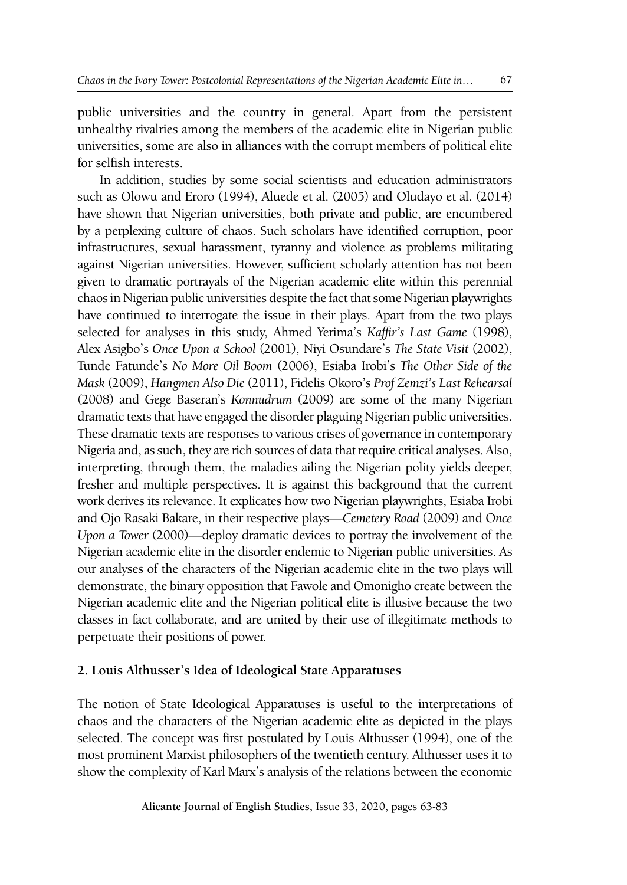public universities and the country in general. Apart from the persistent unhealthy rivalries among the members of the academic elite in Nigerian public universities, some are also in alliances with the corrupt members of political elite for selfish interests.

In addition, studies by some social scientists and education administrators such as Olowu and Eroro (1994), Aluede et al. (2005) and Oludayo et al. (2014) have shown that Nigerian universities, both private and public, are encumbered by a perplexing culture of chaos. Such scholars have identified corruption, poor infrastructures, sexual harassment, tyranny and violence as problems militating against Nigerian universities. However, sufficient scholarly attention has not been given to dramatic portrayals of the Nigerian academic elite within this perennial chaos in Nigerian public universities despite the fact that some Nigerian playwrights have continued to interrogate the issue in their plays. Apart from the two plays selected for analyses in this study, Ahmed Yerima's *Kaffir's Last Game* (1998), Alex Asigbo's *Once Upon a School* (2001), Niyi Osundare's *The State Visit* (2002), Tunde Fatunde's *No More Oil Boom* (2006), Esiaba Irobi's *The Other Side of the Mask* (2009), *Hangmen Also Die* (2011), Fidelis Okoro's *Prof Zemzi's Last Rehearsal* (2008) and Gege Baseran's *Konnudrum* (2009) are some of the many Nigerian dramatic texts that have engaged the disorder plaguing Nigerian public universities. These dramatic texts are responses to various crises of governance in contemporary Nigeria and, as such, they are rich sources of data that require critical analyses. Also, interpreting, through them, the maladies ailing the Nigerian polity yields deeper, fresher and multiple perspectives. It is against this background that the current work derives its relevance. It explicates how two Nigerian playwrights, Esiaba Irobi and Ojo Rasaki Bakare, in their respective plays—*Cemetery Road* (2009) and *Once Upon a Tower* (2000)—deploy dramatic devices to portray the involvement of the Nigerian academic elite in the disorder endemic to Nigerian public universities. As our analyses of the characters of the Nigerian academic elite in the two plays will demonstrate, the binary opposition that Fawole and Omonigho create between the Nigerian academic elite and the Nigerian political elite is illusive because the two classes in fact collaborate, and are united by their use of illegitimate methods to perpetuate their positions of power.

## 2. Louis Althusser's Idea of Ideological State Apparatuses

The notion of State Ideological Apparatuses is useful to the interpretations of chaos and the characters of the Nigerian academic elite as depicted in the plays selected. The concept was first postulated by Louis Althusser (1994), one of the most prominent Marxist philosophers of the twentieth century. Althusser uses it to show the complexity of Karl Marx's analysis of the relations between the economic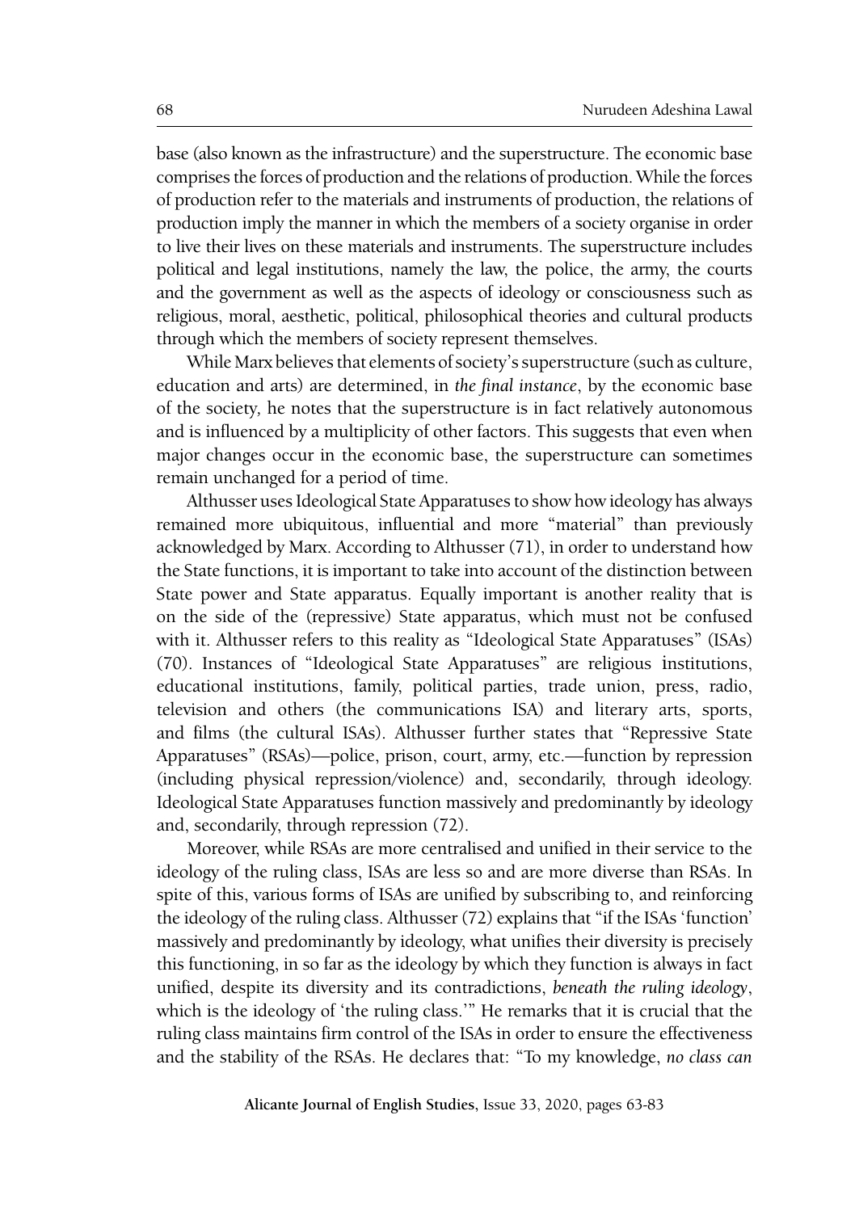base (also known as the infrastructure) and the superstructure. The economic base comprises the forces of production and the relations of production. While the forces of production refer to the materials and instruments of production, the relations of production imply the manner in which the members of a society organise in order to live their lives on these materials and instruments. The superstructure includes political and legal institutions, namely the law, the police, the army, the courts and the government as well as the aspects of ideology or consciousness such as religious, moral, aesthetic, political, philosophical theories and cultural products through which the members of society represent themselves.

While Marx believes that elements of society's superstructure (such as culture, education and arts) are determined, in *the final instance*, by the economic base of the society, he notes that the superstructure is in fact relatively autonomous and is influenced by a multiplicity of other factors. This suggests that even when major changes occur in the economic base, the superstructure can sometimes remain unchanged for a period of time.

Althusser uses Ideological State Apparatuses to show how ideology has always remained more ubiquitous, influential and more "material" than previously acknowledged by Marx. According to Althusser (71), in order to understand how the State functions, it is important to take into account of the distinction between State power and State apparatus. Equally important is another reality that is on the side of the (repressive) State apparatus, which must not be confused with it. Althusser refers to this reality as "Ideological State Apparatuses" (ISAs) (70). Instances of "Ideological State Apparatuses" are religious institutions, educational institutions, family, political parties, trade union, press, radio, television and others (the communications ISA) and literary arts, sports, and films (the cultural ISAs). Althusser further states that "Repressive State Apparatuses" (RSAs)—police, prison, court, army, etc.—function by repression (including physical repression/violence) and, secondarily, through ideology. Ideological State Apparatuses function massively and predominantly by ideology and, secondarily, through repression (72).

Moreover, while RSAs are more centralised and unified in their service to the ideology of the ruling class, ISAs are less so and are more diverse than RSAs. In spite of this, various forms of ISAs are unified by subscribing to, and reinforcing the ideology of the ruling class. Althusser (72) explains that "if the ISAs 'function' massively and predominantly by ideology, what unifies their diversity is precisely this functioning, in so far as the ideology by which they function is always in fact unified, despite its diversity and its contradictions, *beneath the ruling ideology*, which is the ideology of 'the ruling class.'" He remarks that it is crucial that the ruling class maintains firm control of the ISAs in order to ensure the effectiveness and the stability of the RSAs. He declares that: "To my knowledge, *no class can*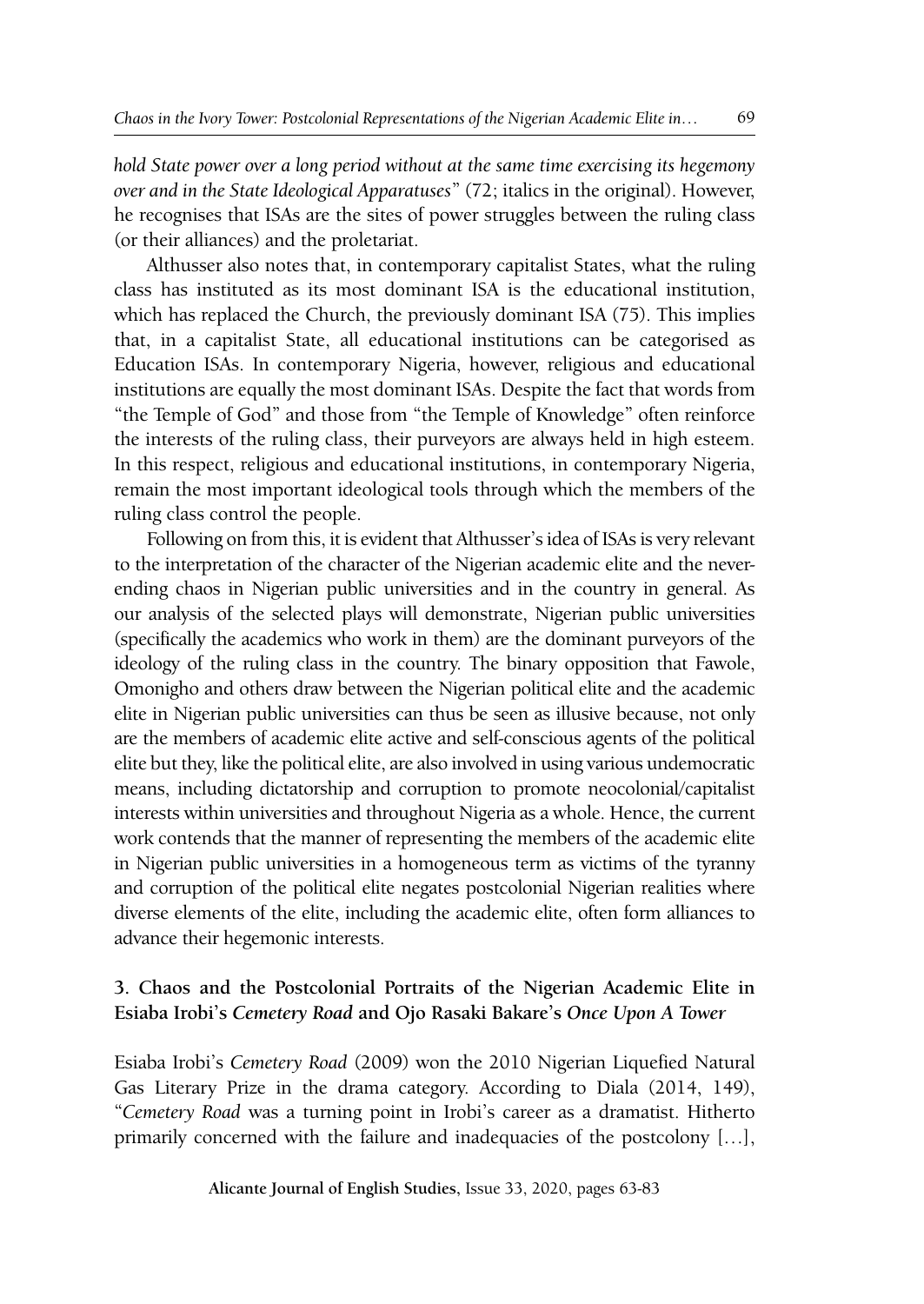*hold State power over a long period without at the same time exercising its hegemony over and in the State Ideological Apparatuses*" (72; italics in the original). However, he recognises that ISAs are the sites of power struggles between the ruling class (or their alliances) and the proletariat.

Althusser also notes that, in contemporary capitalist States, what the ruling class has instituted as its most dominant ISA is the educational institution, which has replaced the Church, the previously dominant ISA (75). This implies that, in a capitalist State, all educational institutions can be categorised as Education ISAs. In contemporary Nigeria, however, religious and educational institutions are equally the most dominant ISAs. Despite the fact that words from "the Temple of God" and those from "the Temple of Knowledge" often reinforce the interests of the ruling class, their purveyors are always held in high esteem. In this respect, religious and educational institutions, in contemporary Nigeria, remain the most important ideological tools through which the members of the ruling class control the people.

Following on from this, it is evident that Althusser's idea of ISAs is very relevant to the interpretation of the character of the Nigerian academic elite and the never-ending chaos in Nigerian public universities and in the country in general. As our analysis of the selected plays will demonstrate, Nigerian public universities (specifically the academics who work in them) are the dominant purveyors of the ideology of the ruling class in the country. The binary opposition that Fawole, Omonigho and others draw between the Nigerian political elite and the academic elite in Nigerian public universities can thus be seen as illusive because, not only are the members of academic elite active and self-conscious agents of the political elite but they, like the political elite, are also involved in using various undemocratic means, including dictatorship and corruption to promote neocolonial/capitalist interests within universities and throughout Nigeria as a whole. Hence, the current work contends that the manner of representing the members of the academic elite in Nigerian public universities in a homogeneous term as victims of the tyranny and corruption of the political elite negates postcolonial Nigerian realities where diverse elements of the elite, including the academic elite, often form alliances to advance their hegemonic interests.

## 3. Chaos and the Postcolonial Portraits of the Nigerian Academic Elite in Esiaba Irobi's *Cemetery Road* and Ojo Rasaki Bakare's *Once Upon A Tower*

Esiaba Irobi's *Cemetery Road* (2009) won the 2010 Nigerian Liquefied Natural Gas Literary Prize in the drama category. According to Diala (2014, 149), "*Cemetery Road* was a turning point in Irobi's career as a dramatist. Hitherto primarily concerned with the failure and inadequacies of the postcolony […],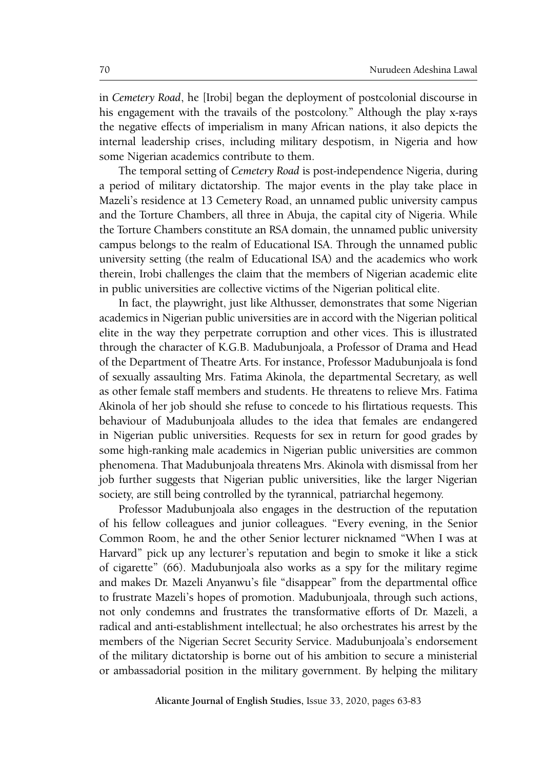in *Cemetery Road*, he [Irobi] began the deployment of postcolonial discourse in his engagement with the travails of the postcolony." Although the play x-rays the negative effects of imperialism in many African nations, it also depicts the internal leadership crises, including military despotism, in Nigeria and how some Nigerian academics contribute to them.

The temporal setting of *Cemetery Road* is post-independence Nigeria, during a period of military dictatorship. The major events in the play take place in Mazeli's residence at 13 Cemetery Road, an unnamed public university campus and the Torture Chambers, all three in Abuja, the capital city of Nigeria. While the Torture Chambers constitute an RSA domain, the unnamed public university campus belongs to the realm of Educational ISA. Through the unnamed public university setting (the realm of Educational ISA) and the academics who work therein, Irobi challenges the claim that the members of Nigerian academic elite in public universities are collective victims of the Nigerian political elite.

In fact, the playwright, just like Althusser, demonstrates that some Nigerian academics in Nigerian public universities are in accord with the Nigerian political elite in the way they perpetrate corruption and other vices. This is illustrated through the character of K.G.B. Madubunjoala, a Professor of Drama and Head of the Department of Theatre Arts. For instance, Professor Madubunjoala is fond of sexually assaulting Mrs. Fatima Akinola, the departmental Secretary, as well as other female staff members and students. He threatens to relieve Mrs. Fatima Akinola of her job should she refuse to concede to his flirtatious requests. This behaviour of Madubunjoala alludes to the idea that females are endangered in Nigerian public universities. Requests for sex in return for good grades by some high-ranking male academics in Nigerian public universities are common phenomena. That Madubunjoala threatens Mrs. Akinola with dismissal from her job further suggests that Nigerian public universities, like the larger Nigerian society, are still being controlled by the tyrannical, patriarchal hegemony.

Professor Madubunjoala also engages in the destruction of the reputation of his fellow colleagues and junior colleagues. "Every evening, in the Senior Common Room, he and the other Senior lecturer nicknamed "When I was at Harvard" pick up any lecturer's reputation and begin to smoke it like a stick of cigarette" (66). Madubunjoala also works as a spy for the military regime and makes Dr. Mazeli Anyanwu's file "disappear" from the departmental office to frustrate Mazeli's hopes of promotion. Madubunjoala, through such actions, not only condemns and frustrates the transformative efforts of Dr. Mazeli, a radical and anti-establishment intellectual; he also orchestrates his arrest by the members of the Nigerian Secret Security Service. Madubunjoala's endorsement of the military dictatorship is borne out of his ambition to secure a ministerial or ambassadorial position in the military government. By helping the military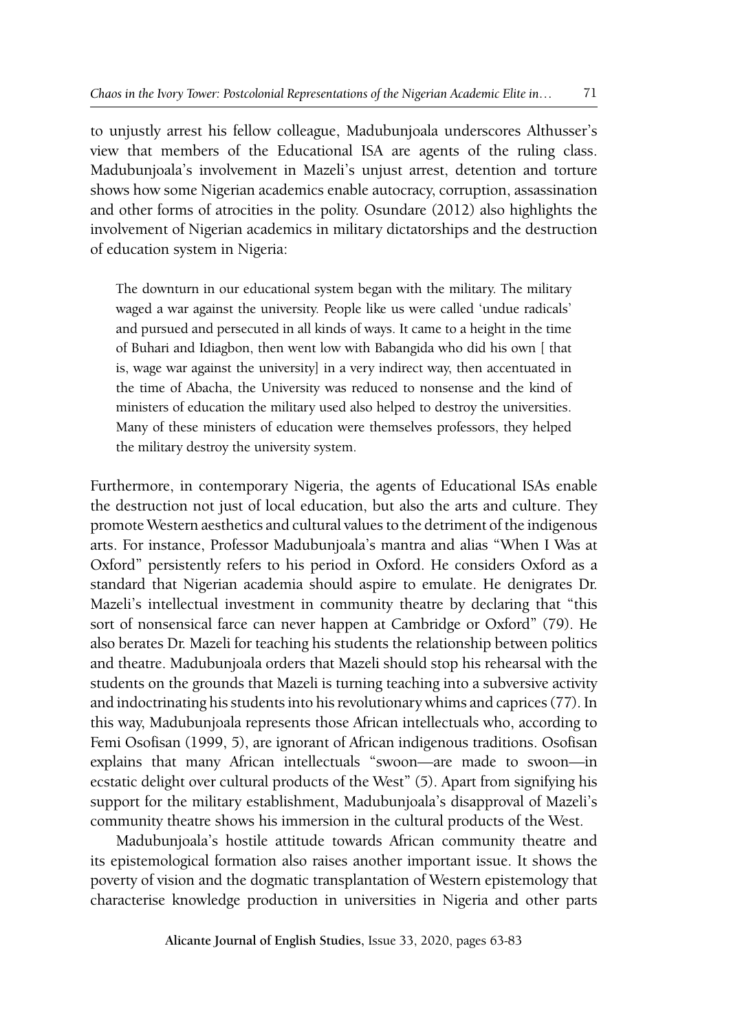to unjustly arrest his fellow colleague, Madubunjoala underscores Althusser's view that members of the Educational ISA are agents of the ruling class. Madubunjoala's involvement in Mazeli's unjust arrest, detention and torture shows how some Nigerian academics enable autocracy, corruption, assassination and other forms of atrocities in the polity. Osundare (2012) also highlights the involvement of Nigerian academics in military dictatorships and the destruction of education system in Nigeria:

> The downturn in our educational system began with the military. The military waged a war against the university. People like us were called 'undue radicals' and pursued and persecuted in all kinds of ways. It came to a height in the time of Buhari and Idiagbon, then went low with Babangida who did his own [ that is, wage war against the university] in a very indirect way, then accentuated in the time of Abacha, the University was reduced to nonsense and the kind of ministers of education the military used also helped to destroy the universities. Many of these ministers of education were themselves professors, they helped the military destroy the university system.

Furthermore, in contemporary Nigeria, the agents of Educational ISAs enable the destruction not just of local education, but also the arts and culture. They promote Western aesthetics and cultural values to the detriment of the indigenous arts. For instance, Professor Madubunjoala's mantra and alias "When I Was at Oxford" persistently refers to his period in Oxford. He considers Oxford as a standard that Nigerian academia should aspire to emulate. He denigrates Dr. Mazeli's intellectual investment in community theatre by declaring that "this sort of nonsensical farce can never happen at Cambridge or Oxford" (79). He also berates Dr. Mazeli for teaching his students the relationship between politics and theatre. Madubunjoala orders that Mazeli should stop his rehearsal with the students on the grounds that Mazeli is turning teaching into a subversive activity and indoctrinating his students into his revolutionary whims and caprices (77). In this way, Madubunjoala represents those African intellectuals who, according to Femi Osofisan (1999, 5), are ignorant of African indigenous traditions. Osofisan explains that many African intellectuals "swoon—are made to swoon—in ecstatic delight over cultural products of the West" (5). Apart from signifying his support for the military establishment, Madubunjoala's disapproval of Mazeli's community theatre shows his immersion in the cultural products of the West.

Madubunjoala's hostile attitude towards African community theatre and its epistemological formation also raises another important issue. It shows the poverty of vision and the dogmatic transplantation of Western epistemology that characterise knowledge production in universities in Nigeria and other parts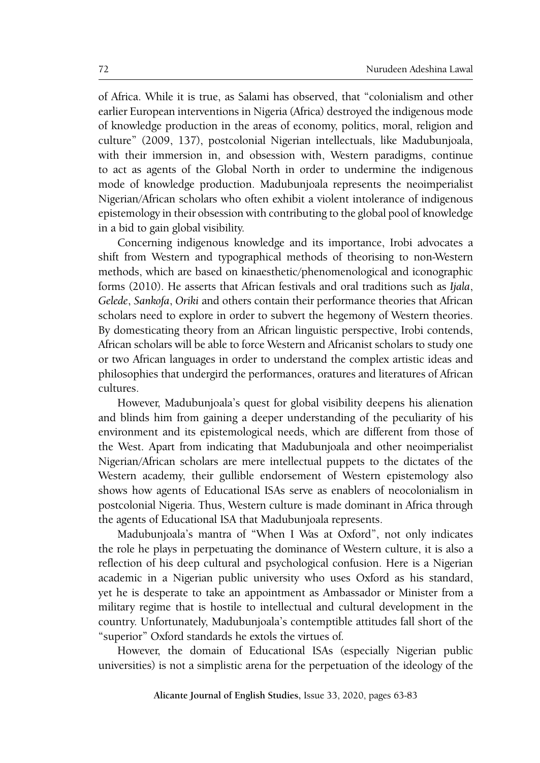of Africa. While it is true, as Salami has observed, that "colonialism and other earlier European interventions in Nigeria (Africa) destroyed the indigenous mode of knowledge production in the areas of economy, politics, moral, religion and culture" (2009, 137), postcolonial Nigerian intellectuals, like Madubunjoala, with their immersion in, and obsession with, Western paradigms, continue to act as agents of the Global North in order to undermine the indigenous mode of knowledge production. Madubunjoala represents the neoimperialist Nigerian/African scholars who often exhibit a violent intolerance of indigenous epistemology in their obsession with contributing to the global pool of knowledge in a bid to gain global visibility.

Concerning indigenous knowledge and its importance, Irobi advocates a shift from Western and typographical methods of theorising to non-Western methods, which are based on kinaesthetic/phenomenological and iconographic forms (2010). He asserts that African festivals and oral traditions such as *Ijala*, *Gelede*, *Sankofa*, *Oriki* and others contain their performance theories that African scholars need to explore in order to subvert the hegemony of Western theories. By domesticating theory from an African linguistic perspective, Irobi contends, African scholars will be able to force Western and Africanist scholars to study one or two African languages in order to understand the complex artistic ideas and philosophies that undergird the performances, oratures and literatures of African cultures.

However, Madubunjoala's quest for global visibility deepens his alienation and blinds him from gaining a deeper understanding of the peculiarity of his environment and its epistemological needs, which are different from those of the West. Apart from indicating that Madubunjoala and other neoimperialist Nigerian/African scholars are mere intellectual puppets to the dictates of the Western academy, their gullible endorsement of Western epistemology also shows how agents of Educational ISAs serve as enablers of neocolonialism in postcolonial Nigeria. Thus, Western culture is made dominant in Africa through the agents of Educational ISA that Madubunjoala represents.

Madubunjoala's mantra of "When I Was at Oxford", not only indicates the role he plays in perpetuating the dominance of Western culture, it is also a reflection of his deep cultural and psychological confusion. Here is a Nigerian academic in a Nigerian public university who uses Oxford as his standard, yet he is desperate to take an appointment as Ambassador or Minister from a military regime that is hostile to intellectual and cultural development in the country. Unfortunately, Madubunjoala's contemptible attitudes fall short of the "superior" Oxford standards he extols the virtues of.

However, the domain of Educational ISAs (especially Nigerian public universities) is not a simplistic arena for the perpetuation of the ideology of the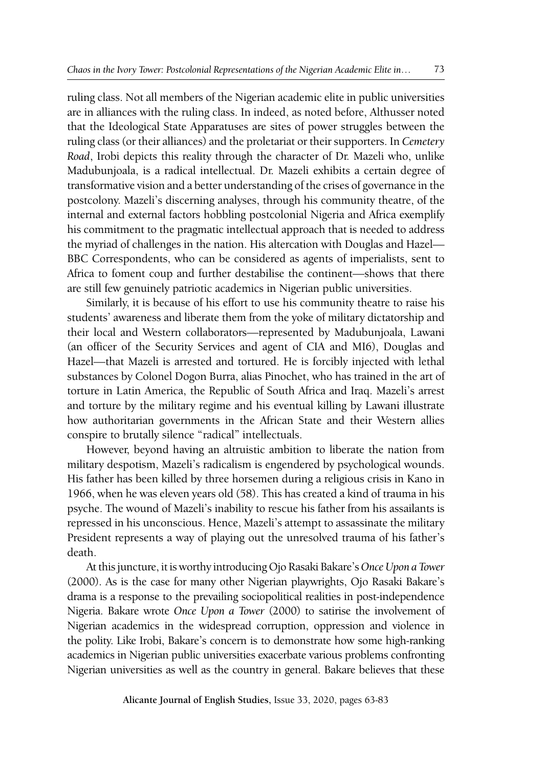ruling class. Not all members of the Nigerian academic elite in public universities are in alliances with the ruling class. In indeed, as noted before, Althusser noted that the Ideological State Apparatuses are sites of power struggles between the ruling class (or their alliances) and the proletariat or their supporters. In *Cemetery Road*, Irobi depicts this reality through the character of Dr. Mazeli who, unlike Madubunjoala, is a radical intellectual. Dr. Mazeli exhibits a certain degree of transformative vision and a better understanding of the crises of governance in the postcolony. Mazeli's discerning analyses, through his community theatre, of the internal and external factors hobbling postcolonial Nigeria and Africa exemplify his commitment to the pragmatic intellectual approach that is needed to address the myriad of challenges in the nation. His altercation with Douglas and Hazel—BBC Correspondents, who can be considered as agents of imperialists, sent to Africa to foment coup and further destabilise the continent—shows that there are still few genuinely patriotic academics in Nigerian public universities.

Similarly, it is because of his effort to use his community theatre to raise his students' awareness and liberate them from the yoke of military dictatorship and their local and Western collaborators—represented by Madubunjoala, Lawani (an officer of the Security Services and agent of CIA and MI6), Douglas and Hazel—that Mazeli is arrested and tortured. He is forcibly injected with lethal substances by Colonel Dogon Burra, alias Pinochet, who has trained in the art of torture in Latin America, the Republic of South Africa and Iraq. Mazeli's arrest and torture by the military regime and his eventual killing by Lawani illustrate how authoritarian governments in the African State and their Western allies conspire to brutally silence "radical" intellectuals.

However, beyond having an altruistic ambition to liberate the nation from military despotism, Mazeli's radicalism is engendered by psychological wounds. His father has been killed by three horsemen during a religious crisis in Kano in 1966, when he was eleven years old (58). This has created a kind of trauma in his psyche. The wound of Mazeli's inability to rescue his father from his assailants is repressed in his unconscious. Hence, Mazeli's attempt to assassinate the military President represents a way of playing out the unresolved trauma of his father's death.

At this juncture, it is worthy introducing Ojo Rasaki Bakare's *Once Upon a Tower* (2000). As is the case for many other Nigerian playwrights, Ojo Rasaki Bakare's drama is a response to the prevailing sociopolitical realities in post-independence Nigeria. Bakare wrote *Once Upon a Tower* (2000) to satirise the involvement of Nigerian academics in the widespread corruption, oppression and violence in the polity. Like Irobi, Bakare's concern is to demonstrate how some high-ranking academics in Nigerian public universities exacerbate various problems confronting Nigerian universities as well as the country in general. Bakare believes that these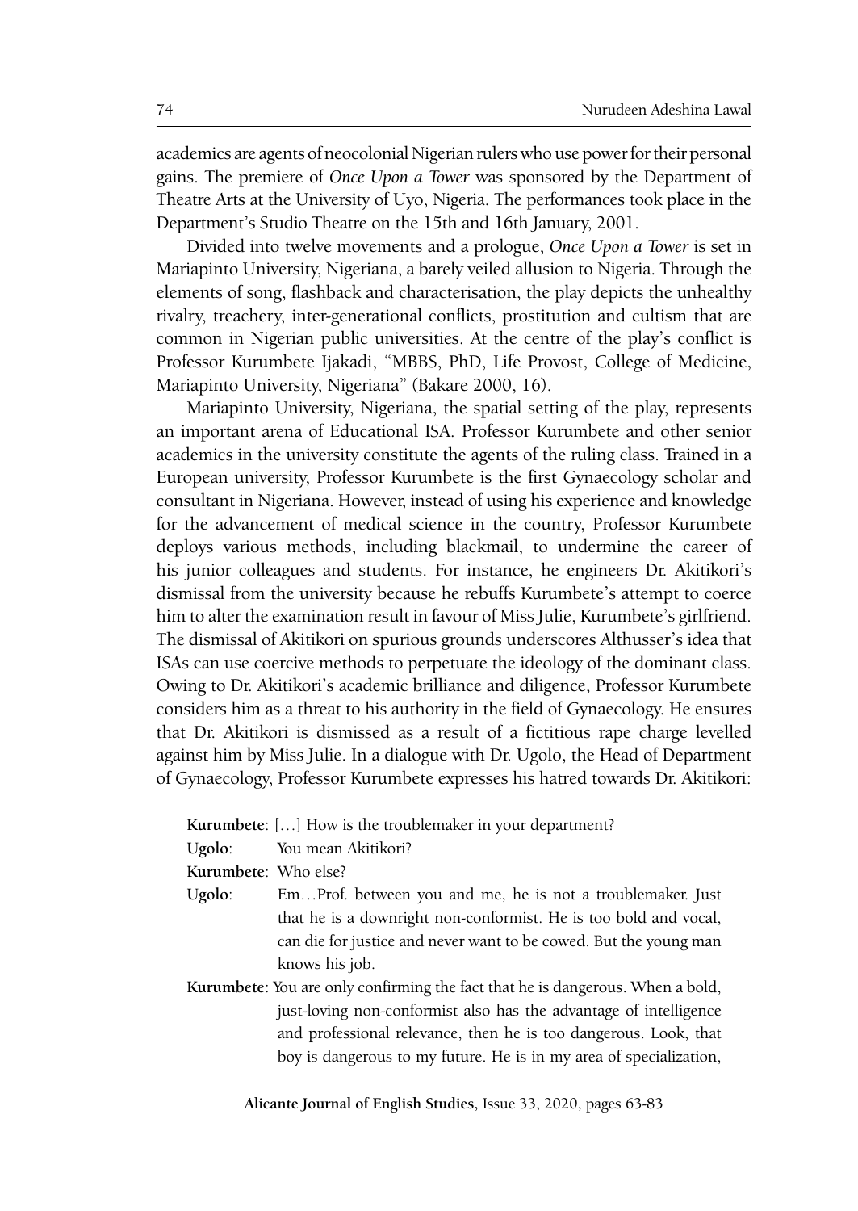academics are agents of neocolonial Nigerian rulers who use power for their personal gains. The premiere of *Once Upon a Tower* was sponsored by the Department of Theatre Arts at the University of Uyo, Nigeria. The performances took place in the Department's Studio Theatre on the 15th and 16th January, 2001.

Divided into twelve movements and a prologue, *Once Upon a Tower* is set in Mariapinto University, Nigeriana, a barely veiled allusion to Nigeria. Through the elements of song, flashback and characterisation, the play depicts the unhealthy rivalry, treachery, inter-generational conflicts, prostitution and cultism that are common in Nigerian public universities. At the centre of the play's conflict is Professor Kurumbete Ijakadi, "MBBS, PhD, Life Provost, College of Medicine, Mariapinto University, Nigeriana" (Bakare 2000, 16).

Mariapinto University, Nigeriana, the spatial setting of the play, represents an important arena of Educational ISA. Professor Kurumbete and other senior academics in the university constitute the agents of the ruling class. Trained in a European university, Professor Kurumbete is the first Gynaecology scholar and consultant in Nigeriana. However, instead of using his experience and knowledge for the advancement of medical science in the country, Professor Kurumbete deploys various methods, including blackmail, to undermine the career of his junior colleagues and students. For instance, he engineers Dr. Akitikori's dismissal from the university because he rebuffs Kurumbete's attempt to coerce him to alter the examination result in favour of Miss Julie, Kurumbete's girlfriend. The dismissal of Akitikori on spurious grounds underscores Althusser's idea that ISAs can use coercive methods to perpetuate the ideology of the dominant class. Owing to Dr. Akitikori's academic brilliance and diligence, Professor Kurumbete considers him as a threat to his authority in the field of Gynaecology. He ensures that Dr. Akitikori is dismissed as a result of a fictitious rape charge levelled against him by Miss Julie. In a dialogue with Dr. Ugolo, the Head of Department of Gynaecology, Professor Kurumbete expresses his hatred towards Dr. Akitikori:

> **Kurumbete**: […] How is the troublemaker in your department?
>
> **Ugolo**: You mean Akitikori?
>
> **Kurumbete**: Who else?
>
> **Ugolo**: Em…Prof. between you and me, he is not a troublemaker. Just that he is a downright non-conformist. He is too bold and vocal, can die for justice and never want to be cowed. But the young man knows his job.
>
> **Kurumbete**: You are only confirming the fact that he is dangerous. When a bold, just-loving non-conformist also has the advantage of intelligence and professional relevance, then he is too dangerous. Look, that boy is dangerous to my future. He is in my area of specialization,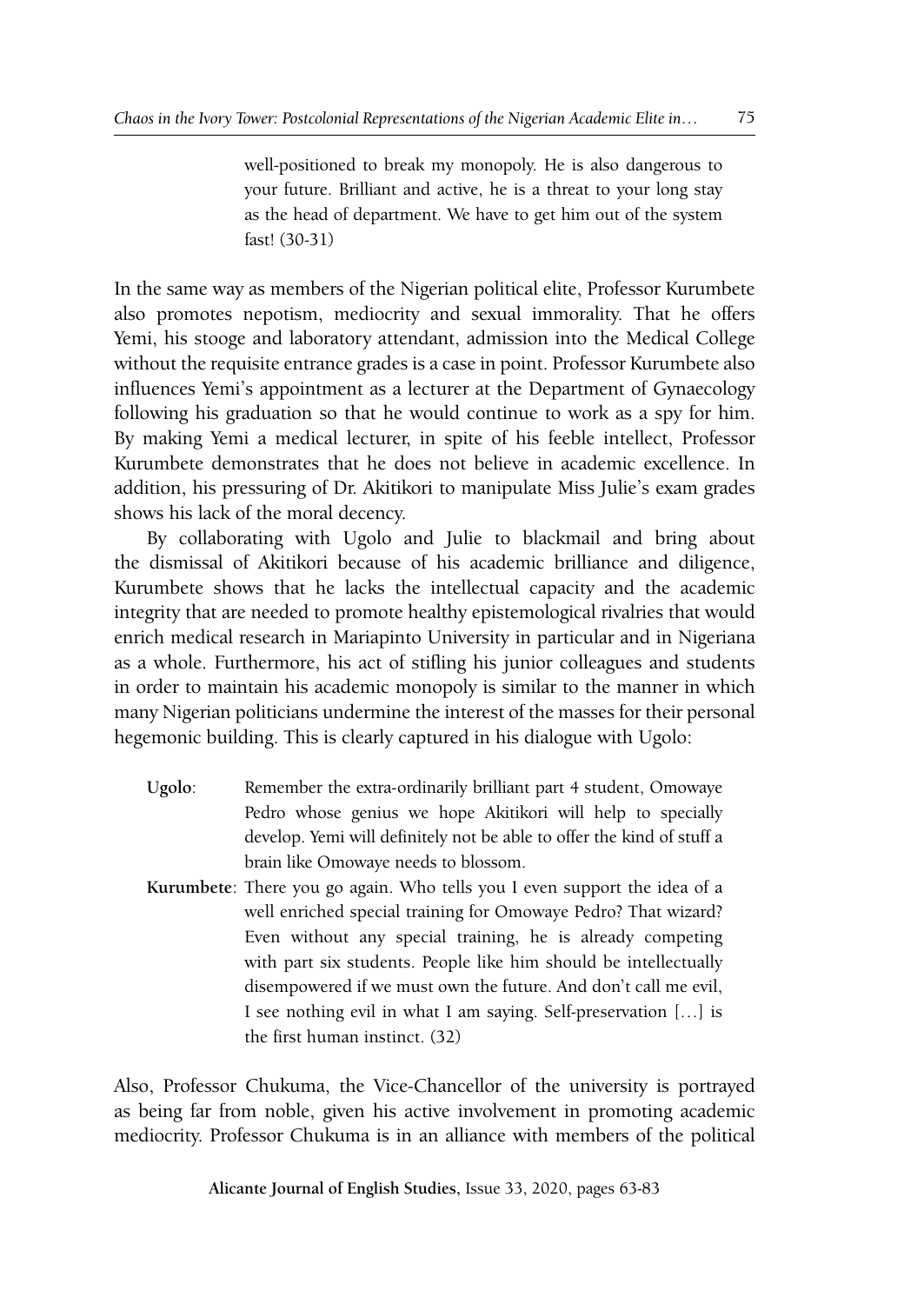> well-positioned to break my monopoly. He is also dangerous to your future. Brilliant and active, he is a threat to your long stay as the head of department. We have to get him out of the system fast! (30-31)

In the same way as members of the Nigerian political elite, Professor Kurumbete also promotes nepotism, mediocrity and sexual immorality. That he offers Yemi, his stooge and laboratory attendant, admission into the Medical College without the requisite entrance grades is a case in point. Professor Kurumbete also influences Yemi's appointment as a lecturer at the Department of Gynaecology following his graduation so that he would continue to work as a spy for him. By making Yemi a medical lecturer, in spite of his feeble intellect, Professor Kurumbete demonstrates that he does not believe in academic excellence. In addition, his pressuring of Dr. Akitikori to manipulate Miss Julie's exam grades shows his lack of the moral decency.

By collaborating with Ugolo and Julie to blackmail and bring about the dismissal of Akitikori because of his academic brilliance and diligence, Kurumbete shows that he lacks the intellectual capacity and the academic integrity that are needed to promote healthy epistemological rivalries that would enrich medical research in Mariapinto University in particular and in Nigeriana as a whole. Furthermore, his act of stifling his junior colleagues and students in order to maintain his academic monopoly is similar to the manner in which many Nigerian politicians undermine the interest of the masses for their personal hegemonic building. This is clearly captured in his dialogue with Ugolo:

> **Ugolo**: Remember the extra-ordinarily brilliant part 4 student, Omowaye Pedro whose genius we hope Akitikori will help to specially develop. Yemi will definitely not be able to offer the kind of stuff a brain like Omowaye needs to blossom.
>
> **Kurumbete**: There you go again. Who tells you I even support the idea of a well enriched special training for Omowaye Pedro? That wizard? Even without any special training, he is already competing with part six students. People like him should be intellectually disempowered if we must own the future. And don't call me evil, I see nothing evil in what I am saying. Self-preservation […] is the first human instinct. (32)

Also, Professor Chukuma, the Vice-Chancellor of the university is portrayed as being far from noble, given his active involvement in promoting academic mediocrity. Professor Chukuma is in an alliance with members of the political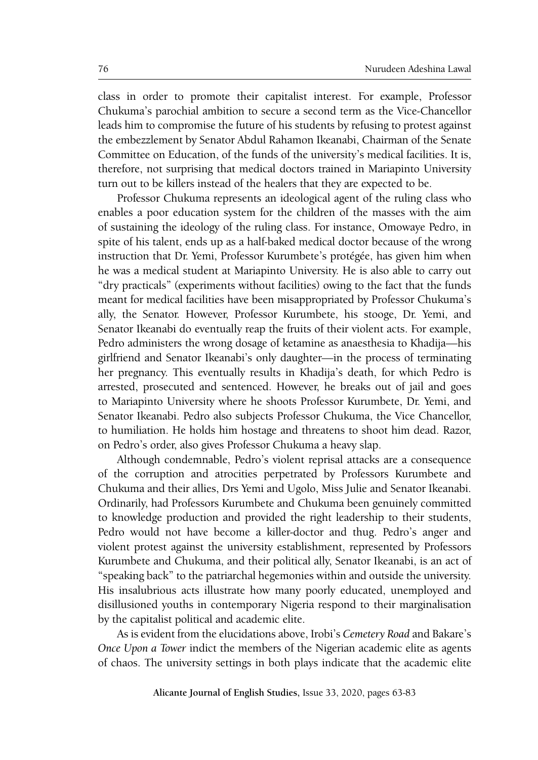class in order to promote their capitalist interest. For example, Professor Chukuma's parochial ambition to secure a second term as the Vice-Chancellor leads him to compromise the future of his students by refusing to protest against the embezzlement by Senator Abdul Rahamon Ikeanabi, Chairman of the Senate Committee on Education, of the funds of the university's medical facilities. It is, therefore, not surprising that medical doctors trained in Mariapinto University turn out to be killers instead of the healers that they are expected to be.

Professor Chukuma represents an ideological agent of the ruling class who enables a poor education system for the children of the masses with the aim of sustaining the ideology of the ruling class. For instance, Omowaye Pedro, in spite of his talent, ends up as a half-baked medical doctor because of the wrong instruction that Dr. Yemi, Professor Kurumbete's protégée, has given him when he was a medical student at Mariapinto University. He is also able to carry out "dry practicals" (experiments without facilities) owing to the fact that the funds meant for medical facilities have been misappropriated by Professor Chukuma's ally, the Senator. However, Professor Kurumbete, his stooge, Dr. Yemi, and Senator Ikeanabi do eventually reap the fruits of their violent acts. For example, Pedro administers the wrong dosage of ketamine as anaesthesia to Khadija—his girlfriend and Senator Ikeanabi's only daughter—in the process of terminating her pregnancy. This eventually results in Khadija's death, for which Pedro is arrested, prosecuted and sentenced. However, he breaks out of jail and goes to Mariapinto University where he shoots Professor Kurumbete, Dr. Yemi, and Senator Ikeanabi. Pedro also subjects Professor Chukuma, the Vice Chancellor, to humiliation. He holds him hostage and threatens to shoot him dead. Razor, on Pedro's order, also gives Professor Chukuma a heavy slap.

Although condemnable, Pedro's violent reprisal attacks are a consequence of the corruption and atrocities perpetrated by Professors Kurumbete and Chukuma and their allies, Drs Yemi and Ugolo, Miss Julie and Senator Ikeanabi. Ordinarily, had Professors Kurumbete and Chukuma been genuinely committed to knowledge production and provided the right leadership to their students, Pedro would not have become a killer-doctor and thug. Pedro's anger and violent protest against the university establishment, represented by Professors Kurumbete and Chukuma, and their political ally, Senator Ikeanabi, is an act of "speaking back" to the patriarchal hegemonies within and outside the university. His insalubrious acts illustrate how many poorly educated, unemployed and disillusioned youths in contemporary Nigeria respond to their marginalisation by the capitalist political and academic elite.

As is evident from the elucidations above, Irobi's *Cemetery Road* and Bakare's *Once Upon a Tower* indict the members of the Nigerian academic elite as agents of chaos. The university settings in both plays indicate that the academic elite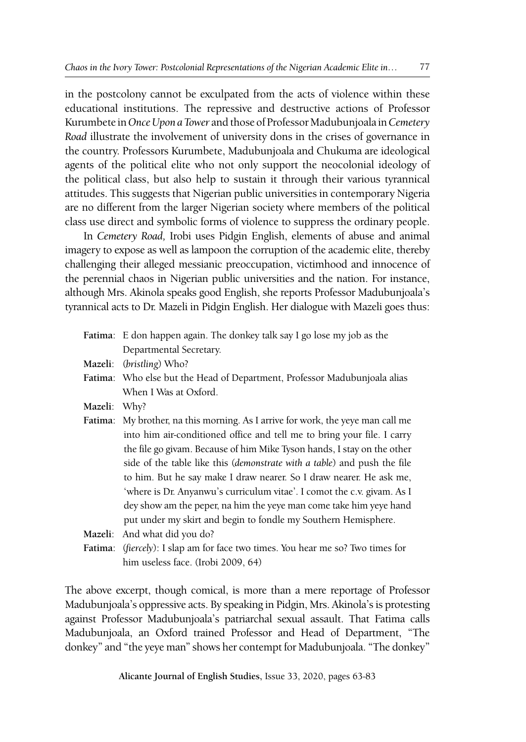in the postcolony cannot be exculpated from the acts of violence within these educational institutions. The repressive and destructive actions of Professor Kurumbete in *Once Upon a Tower* and those of Professor Madubunjoala in *Cemetery Road* illustrate the involvement of university dons in the crises of governance in the country. Professors Kurumbete, Madubunjoala and Chukuma are ideological agents of the political elite who not only support the neocolonial ideology of the political class, but also help to sustain it through their various tyrannical attitudes. This suggests that Nigerian public universities in contemporary Nigeria are no different from the larger Nigerian society where members of the political class use direct and symbolic forms of violence to suppress the ordinary people.

In *Cemetery Road*, Irobi uses Pidgin English, elements of abuse and animal imagery to expose as well as lampoon the corruption of the academic elite, thereby challenging their alleged messianic preoccupation, victimhood and innocence of the perennial chaos in Nigerian public universities and the nation. For instance, although Mrs. Akinola speaks good English, she reports Professor Madubunjoala's tyrannical acts to Dr. Mazeli in Pidgin English. Her dialogue with Mazeli goes thus:

> **Fatima**: E don happen again. The donkey talk say I go lose my job as the Departmental Secretary.
>
> **Mazeli**: (*bristling*) Who?
>
> **Fatima**: Who else but the Head of Department, Professor Madubunjoala alias When I Was at Oxford.
>
> **Mazeli**: Why?
>
> **Fatima**: My brother, na this morning. As I arrive for work, the yeye man call me into him air-conditioned office and tell me to bring your file. I carry the file go givam. Because of him Mike Tyson hands, I stay on the other side of the table like this (*demonstrate with a table*) and push the file to him. But he say make I draw nearer. So I draw nearer. He ask me, 'where is Dr. Anyanwu's curriculum vitae'. I comot the c.v. givam. As I dey show am the peper, na him the yeye man come take him yeye hand put under my skirt and begin to fondle my Southern Hemisphere.
>
> **Mazeli**: And what did you do?
>
> **Fatima**: (*fiercely*): I slap am for face two times. You hear me so? Two times for him useless face. (Irobi 2009, 64)

The above excerpt, though comical, is more than a mere reportage of Professor Madubunjoala's oppressive acts. By speaking in Pidgin, Mrs. Akinola's is protesting against Professor Madubunjoala's patriarchal sexual assault. That Fatima calls Madubunjoala, an Oxford trained Professor and Head of Department, "The donkey" and "the yeye man" shows her contempt for Madubunjoala. "The donkey"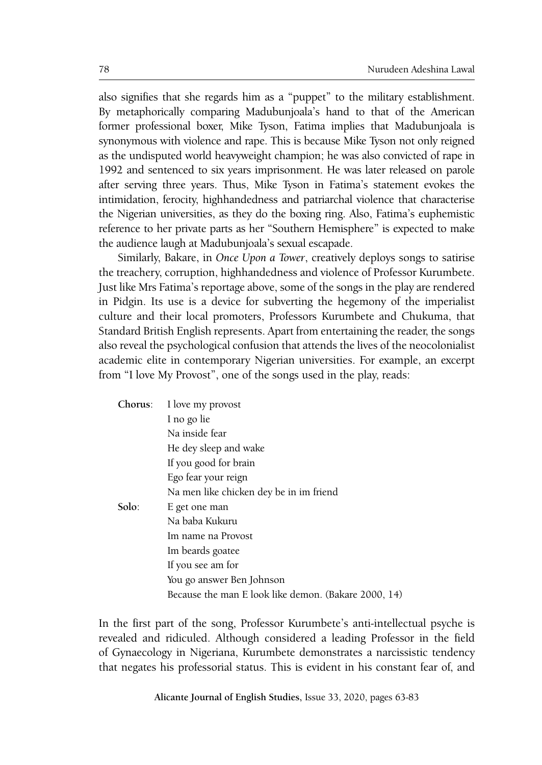also signifies that she regards him as a "puppet" to the military establishment. By metaphorically comparing Madubunjoala's hand to that of the American former professional boxer, Mike Tyson, Fatima implies that Madubunjoala is synonymous with violence and rape. This is because Mike Tyson not only reigned as the undisputed world heavyweight champion; he was also convicted of rape in 1992 and sentenced to six years imprisonment. He was later released on parole after serving three years. Thus, Mike Tyson in Fatima's statement evokes the intimidation, ferocity, highhandedness and patriarchal violence that characterise the Nigerian universities, as they do the boxing ring. Also, Fatima's euphemistic reference to her private parts as her "Southern Hemisphere" is expected to make the audience laugh at Madubunjoala's sexual escapade.

Similarly, Bakare, in *Once Upon a Tower*, creatively deploys songs to satirise the treachery, corruption, highhandedness and violence of Professor Kurumbete. Just like Mrs Fatima's reportage above, some of the songs in the play are rendered in Pidgin. Its use is a device for subverting the hegemony of the imperialist culture and their local promoters, Professors Kurumbete and Chukuma, that Standard British English represents. Apart from entertaining the reader, the songs also reveal the psychological confusion that attends the lives of the neocolonialist academic elite in contemporary Nigerian universities. For example, an excerpt from "I love My Provost", one of the songs used in the play, reads:

**Chorus**: I love my provost
I no go lie
Na inside fear
He dey sleep and wake
If you good for brain
Ego fear your reign
Na men like chicken dey be in im friend

**Solo**: E get one man
Na baba Kukuru
Im name na Provost
Im beards goatee
If you see am for
You go answer Ben Johnson
Because the man E look like demon. (Bakare 2000, 14)

In the first part of the song, Professor Kurumbete's anti-intellectual psyche is revealed and ridiculed. Although considered a leading Professor in the field of Gynaecology in Nigeriana, Kurumbete demonstrates a narcissistic tendency that negates his professorial status. This is evident in his constant fear of, and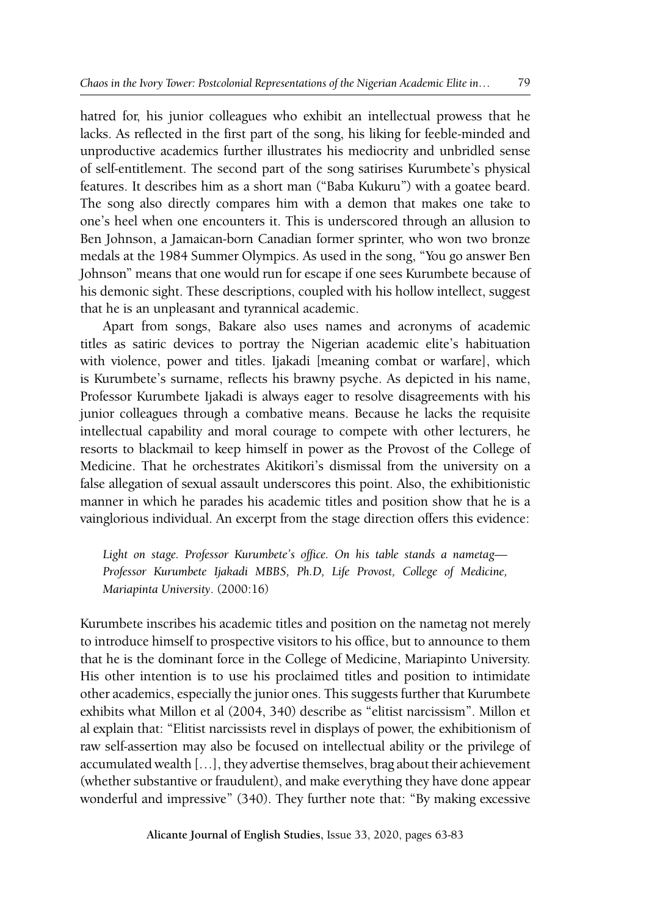hatred for, his junior colleagues who exhibit an intellectual prowess that he lacks. As reflected in the first part of the song, his liking for feeble-minded and unproductive academics further illustrates his mediocrity and unbridled sense of self-entitlement. The second part of the song satirises Kurumbete's physical features. It describes him as a short man ("Baba Kukuru") with a goatee beard. The song also directly compares him with a demon that makes one take to one's heel when one encounters it. This is underscored through an allusion to Ben Johnson, a Jamaican-born Canadian former sprinter, who won two bronze medals at the 1984 Summer Olympics. As used in the song, "You go answer Ben Johnson" means that one would run for escape if one sees Kurumbete because of his demonic sight. These descriptions, coupled with his hollow intellect, suggest that he is an unpleasant and tyrannical academic.

Apart from songs, Bakare also uses names and acronyms of academic titles as satiric devices to portray the Nigerian academic elite's habituation with violence, power and titles. Ijakadi [meaning combat or warfare], which is Kurumbete's surname, reflects his brawny psyche. As depicted in his name, Professor Kurumbete Ijakadi is always eager to resolve disagreements with his junior colleagues through a combative means. Because he lacks the requisite intellectual capability and moral courage to compete with other lecturers, he resorts to blackmail to keep himself in power as the Provost of the College of Medicine. That he orchestrates Akitikori's dismissal from the university on a false allegation of sexual assault underscores this point. Also, the exhibitionistic manner in which he parades his academic titles and position show that he is a vainglorious individual. An excerpt from the stage direction offers this evidence:

> *Light on stage. Professor Kurumbete's office. On his table stands a nametag— Professor Kurumbete Ijakadi MBBS, Ph.D, Life Provost, College of Medicine, Mariapinta University*. (2000:16)

Kurumbete inscribes his academic titles and position on the nametag not merely to introduce himself to prospective visitors to his office, but to announce to them that he is the dominant force in the College of Medicine, Mariapinto University. His other intention is to use his proclaimed titles and position to intimidate other academics, especially the junior ones. This suggests further that Kurumbete exhibits what Millon et al (2004, 340) describe as "elitist narcissism". Millon et al explain that: "Elitist narcissists revel in displays of power, the exhibitionism of raw self-assertion may also be focused on intellectual ability or the privilege of accumulated wealth […], they advertise themselves, brag about their achievement (whether substantive or fraudulent), and make everything they have done appear wonderful and impressive" (340). They further note that: "By making excessive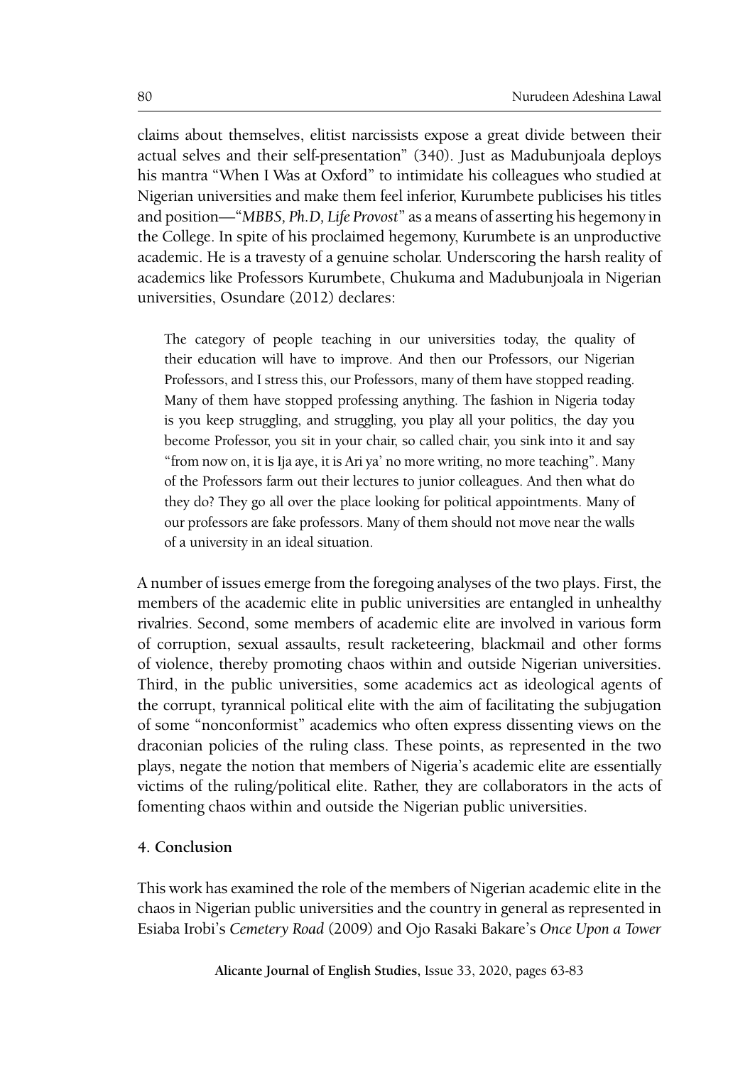claims about themselves, elitist narcissists expose a great divide between their actual selves and their self-presentation" (340). Just as Madubunjoala deploys his mantra "When I Was at Oxford" to intimidate his colleagues who studied at Nigerian universities and make them feel inferior, Kurumbete publicises his titles and position—"*MBBS, Ph.D, Life Provost*" as a means of asserting his hegemony in the College. In spite of his proclaimed hegemony, Kurumbete is an unproductive academic. He is a travesty of a genuine scholar. Underscoring the harsh reality of academics like Professors Kurumbete, Chukuma and Madubunjoala in Nigerian universities, Osundare (2012) declares:

> The category of people teaching in our universities today, the quality of their education will have to improve. And then our Professors, our Nigerian Professors, and I stress this, our Professors, many of them have stopped reading. Many of them have stopped professing anything. The fashion in Nigeria today is you keep struggling, and struggling, you play all your politics, the day you become Professor, you sit in your chair, so called chair, you sink into it and say "from now on, it is Ija aye, it is Ari ya' no more writing, no more teaching". Many of the Professors farm out their lectures to junior colleagues. And then what do they do? They go all over the place looking for political appointments. Many of our professors are fake professors. Many of them should not move near the walls of a university in an ideal situation.

A number of issues emerge from the foregoing analyses of the two plays. First, the members of the academic elite in public universities are entangled in unhealthy rivalries. Second, some members of academic elite are involved in various form of corruption, sexual assaults, result racketeering, blackmail and other forms of violence, thereby promoting chaos within and outside Nigerian universities. Third, in the public universities, some academics act as ideological agents of the corrupt, tyrannical political elite with the aim of facilitating the subjugation of some "nonconformist" academics who often express dissenting views on the draconian policies of the ruling class. These points, as represented in the two plays, negate the notion that members of Nigeria's academic elite are essentially victims of the ruling/political elite. Rather, they are collaborators in the acts of fomenting chaos within and outside the Nigerian public universities.

## 4. Conclusion

This work has examined the role of the members of Nigerian academic elite in the chaos in Nigerian public universities and the country in general as represented in Esiaba Irobi's *Cemetery Road* (2009) and Ojo Rasaki Bakare's *Once Upon a Tower*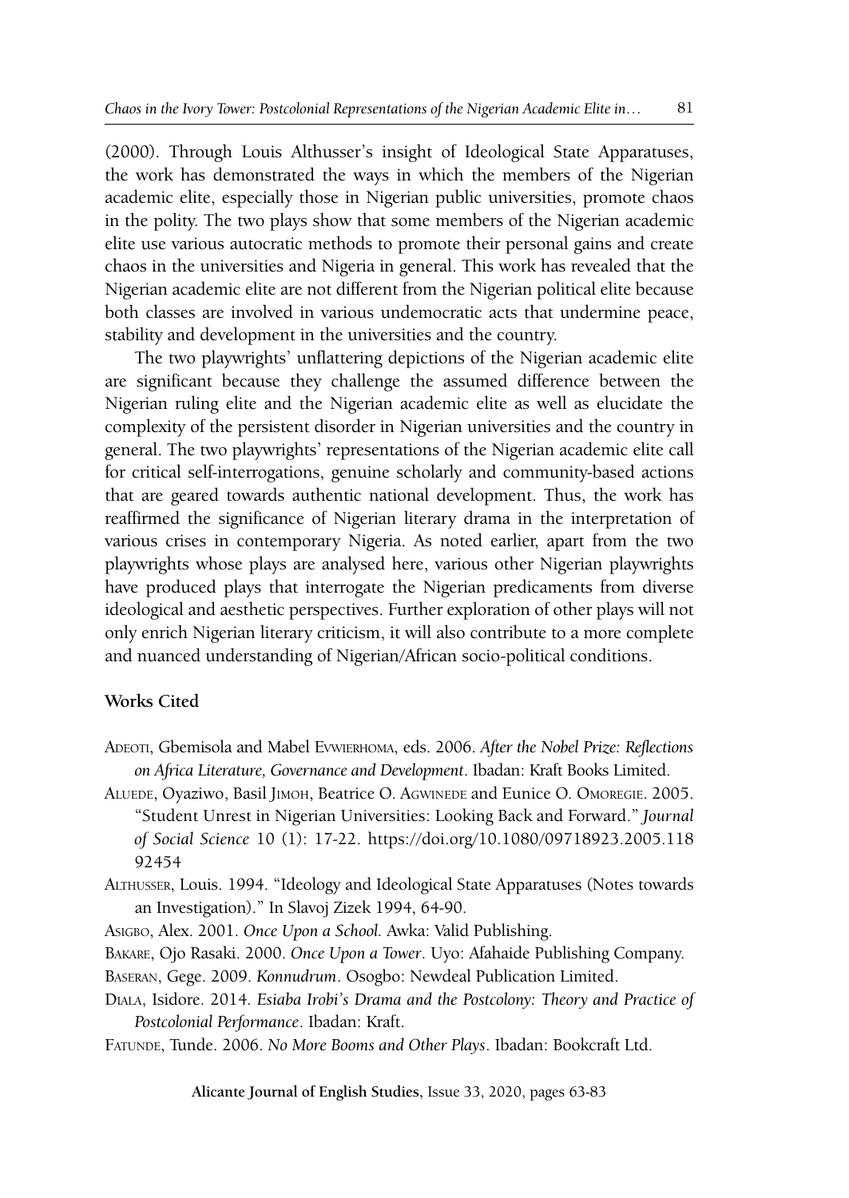(2000). Through Louis Althusser's insight of Ideological State Apparatuses, the work has demonstrated the ways in which the members of the Nigerian academic elite, especially those in Nigerian public universities, promote chaos in the polity. The two plays show that some members of the Nigerian academic elite use various autocratic methods to promote their personal gains and create chaos in the universities and Nigeria in general. This work has revealed that the Nigerian academic elite are not different from the Nigerian political elite because both classes are involved in various undemocratic acts that undermine peace, stability and development in the universities and the country.

The two playwrights' unflattering depictions of the Nigerian academic elite are significant because they challenge the assumed difference between the Nigerian ruling elite and the Nigerian academic elite as well as elucidate the complexity of the persistent disorder in Nigerian universities and the country in general. The two playwrights' representations of the Nigerian academic elite call for critical self-interrogations, genuine scholarly and community-based actions that are geared towards authentic national development. Thus, the work has reaffirmed the significance of Nigerian literary drama in the interpretation of various crises in contemporary Nigeria. As noted earlier, apart from the two playwrights whose plays are analysed here, various other Nigerian playwrights have produced plays that interrogate the Nigerian predicaments from diverse ideological and aesthetic perspectives. Further exploration of other plays will not only enrich Nigerian literary criticism, it will also contribute to a more complete and nuanced understanding of Nigerian/African socio-political conditions.

## Works Cited

Adeoti, Gbemisola and Mabel Evwierhoma, eds. 2006. *After the Nobel Prize: Reflections on Africa Literature, Governance and Development*. Ibadan: Kraft Books Limited.

Aluede, Oyaziwo, Basil Jimoh, Beatrice O. Agwinede and Eunice O. Omoregie. 2005. "Student Unrest in Nigerian Universities: Looking Back and Forward." *Journal of Social Science* 10 (1): 17-22. https://doi.org/10.1080/09718923.2005.11892454

Althusser, Louis. 1994. "Ideology and Ideological State Apparatuses (Notes towards an Investigation)." In Slavoj Zizek 1994, 64-90.

Asigbo, Alex. 2001. *Once Upon a School*. Awka: Valid Publishing.

Bakare, Ojo Rasaki. 2000. *Once Upon a Tower*. Uyo: Afahaide Publishing Company.

Baseran, Gege. 2009. *Konnudrum*. Osogbo: Newdeal Publication Limited.

Diala, Isidore. 2014. *Esiaba Irobi's Drama and the Postcolony: Theory and Practice of Postcolonial Performance*. Ibadan: Kraft.

Fatunde, Tunde. 2006. *No More Booms and Other Plays*. Ibadan: Bookcraft Ltd.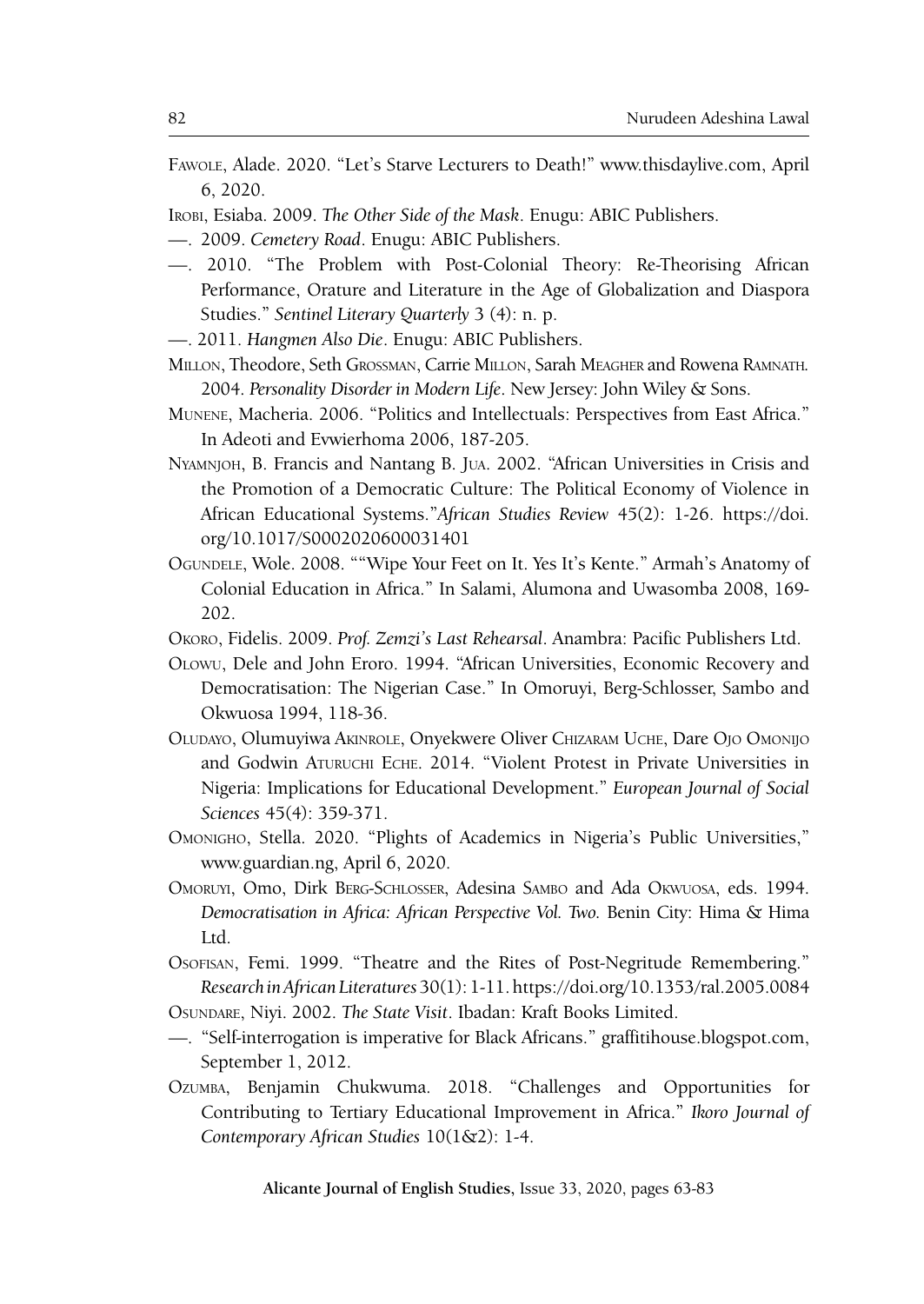Fawole, Alade. 2020. "Let's Starve Lecturers to Death!" www.thisdaylive.com, April 6, 2020.

Irobi, Esiaba. 2009. *The Other Side of the Mask*. Enugu: ABIC Publishers.

—. 2009. *Cemetery Road*. Enugu: ABIC Publishers.

—. 2010. "The Problem with Post-Colonial Theory: Re-Theorising African Performance, Orature and Literature in the Age of Globalization and Diaspora Studies." *Sentinel Literary Quarterly* 3 (4): n. p.

—. 2011. *Hangmen Also Die*. Enugu: ABIC Publishers.

Millon, Theodore, Seth Grossman, Carrie Millon, Sarah Meagher and Rowena Ramnath. 2004. *Personality Disorder in Modern Life*. New Jersey: John Wiley & Sons.

Munene, Macheria. 2006. "Politics and Intellectuals: Perspectives from East Africa." In Adeoti and Evwierhoma 2006, 187-205.

Nyamnjoh, B. Francis and Nantang B. Jua. 2002. "African Universities in Crisis and the Promotion of a Democratic Culture: The Political Economy of Violence in African Educational Systems."*African Studies Review* 45(2): 1-26. https://doi.org/10.1017/S0002020600031401

Ogundele, Wole. 2008. ""Wipe Your Feet on It. Yes It's Kente." Armah's Anatomy of Colonial Education in Africa." In Salami, Alumona and Uwasomba 2008, 169-202.

Okoro, Fidelis. 2009. *Prof. Zemzi's Last Rehearsal*. Anambra: Pacific Publishers Ltd.

Olowu, Dele and John Eroro. 1994. "African Universities, Economic Recovery and Democratisation: The Nigerian Case." In Omoruyi, Berg-Schlosser, Sambo and Okwuosa 1994, 118-36.

Oludayo, Olumuyiwa Akinrole, Onyekwere Oliver Chizaram Uche, Dare Ojo Omonijo and Godwin Aturuchi Eche. 2014. "Violent Protest in Private Universities in Nigeria: Implications for Educational Development." *European Journal of Social Sciences* 45(4): 359-371.

Omonigho, Stella. 2020. "Plights of Academics in Nigeria's Public Universities," www.guardian.ng, April 6, 2020.

Omoruyi, Omo, Dirk Berg-Schlosser, Adesina Sambo and Ada Okwuosa, eds. 1994. *Democratisation in Africa: African Perspective Vol. Two.* Benin City: Hima & Hima Ltd.

Osofisan, Femi. 1999. "Theatre and the Rites of Post-Negritude Remembering." *Research in African Literatures* 30(1): 1-11. https://doi.org/10.1353/ral.2005.0084

Osundare, Niyi. 2002. *The State Visit*. Ibadan: Kraft Books Limited.

—. "Self-interrogation is imperative for Black Africans." graffitihouse.blogspot.com, September 1, 2012.

Ozumba, Benjamin Chukwuma. 2018. "Challenges and Opportunities for Contributing to Tertiary Educational Improvement in Africa." *Ikoro Journal of Contemporary African Studies* 10(1&2): 1-4.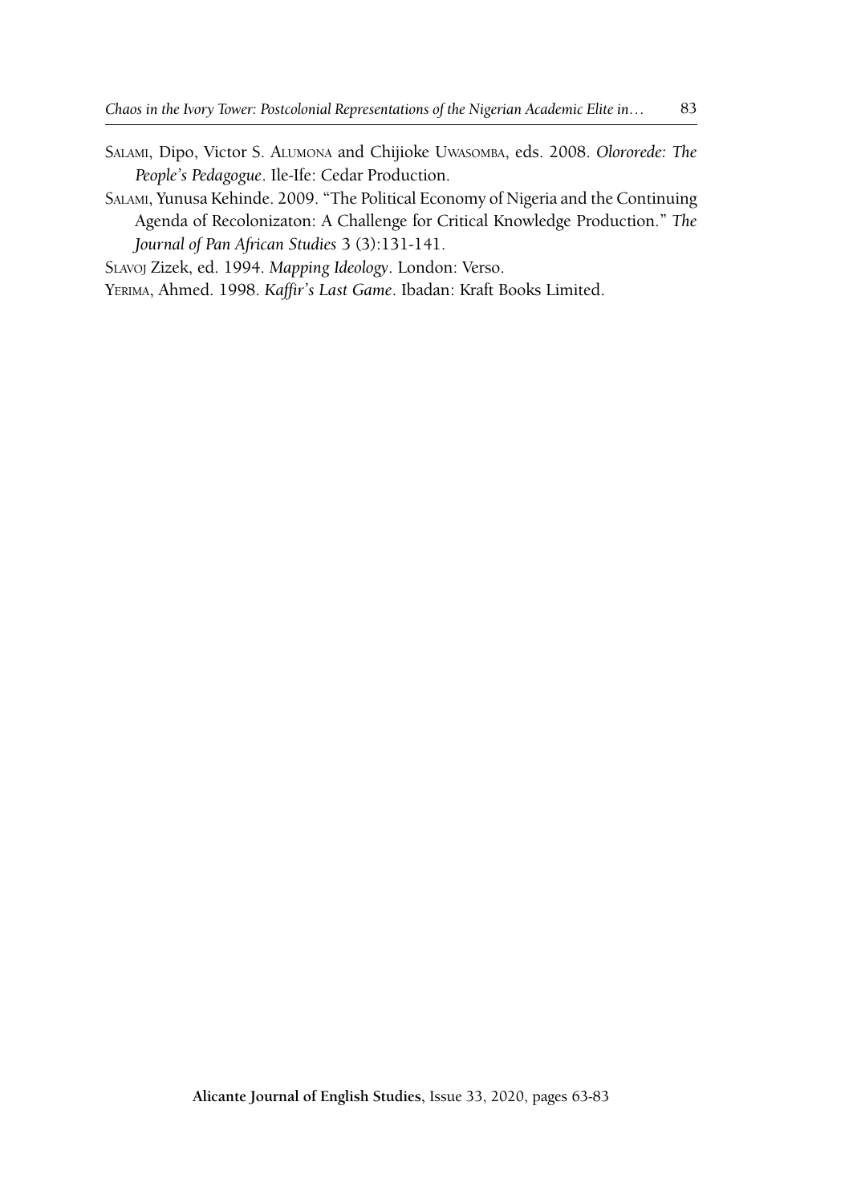Salami, Dipo, Victor S. Alumona and Chijioke Uwasomba, eds. 2008. *Olororede: The People's Pedagogue*. Ile-Ife: Cedar Production.

Salami, Yunusa Kehinde. 2009. "The Political Economy of Nigeria and the Continuing Agenda of Recolonizaton: A Challenge for Critical Knowledge Production." *The Journal of Pan African Studies* 3 (3):131-141.

Slavoj Zizek, ed. 1994. *Mapping Ideology*. London: Verso.

Yerima, Ahmed. 1998. *Kaffir's Last Game*. Ibadan: Kraft Books Limited.